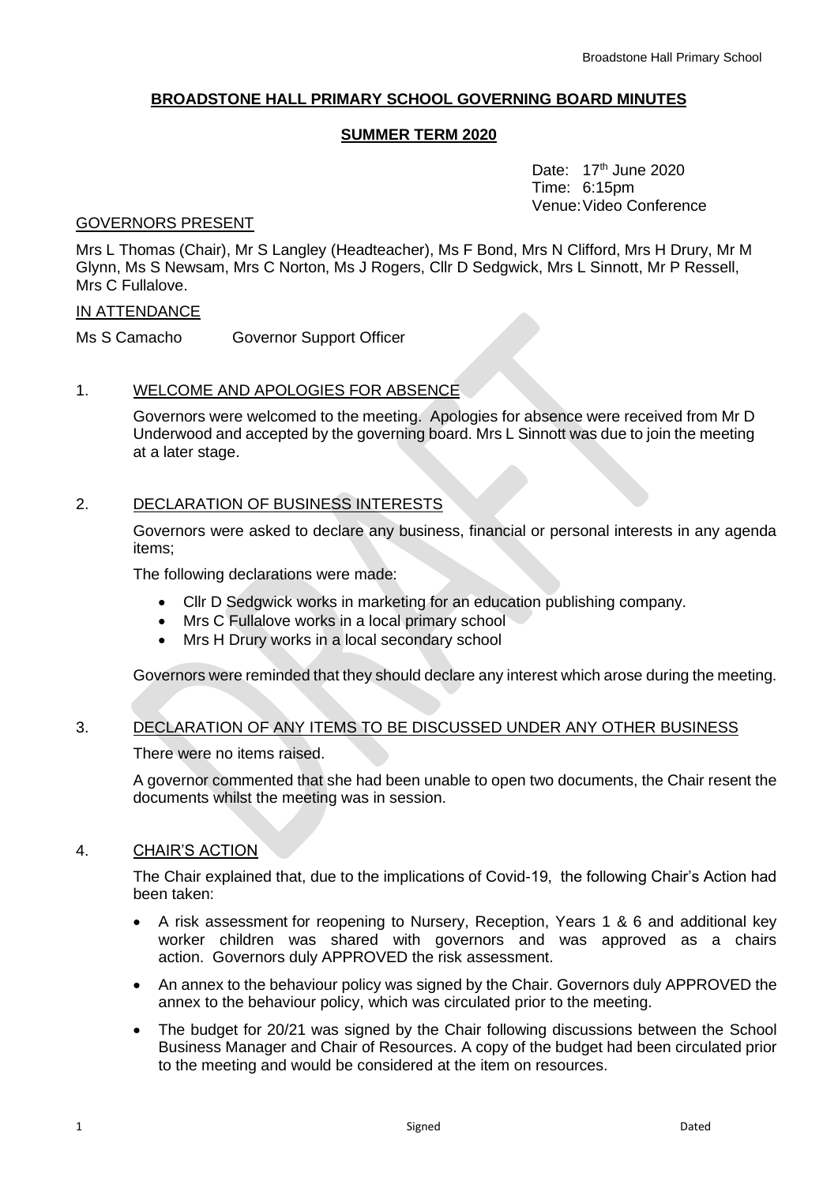# BROADSTONE HALL PRIMARY SCHOOL GOVERNING BOARD MINUTES

## SUMMER TERM 2020

Date: 17th June 2020
Time: 6:15pm
Venue: Video Conference

GOVERNORS PRESENT

Mrs L Thomas (Chair), Mr S Langley (Headteacher), Ms F Bond, Mrs N Clifford, Mrs H Drury, Mr M Glynn, Ms S Newsam, Mrs C Norton, Ms J Rogers, Cllr D Sedgwick, Mrs L Sinnott, Mr P Ressell, Mrs C Fullalove.

IN ATTENDANCE

Ms S Camacho Governor Support Officer

1. WELCOME AND APOLOGIES FOR ABSENCE

Governors were welcomed to the meeting. Apologies for absence were received from Mr D Underwood and accepted by the governing board. Mrs L Sinnott was due to join the meeting at a later stage.

2. DECLARATION OF BUSINESS INTERESTS

Governors were asked to declare any business, financial or personal interests in any agenda items;

The following declarations were made:

- Cllr D Sedgwick works in marketing for an education publishing company.
- Mrs C Fullalove works in a local primary school
- Mrs H Drury works in a local secondary school

Governors were reminded that they should declare any interest which arose during the meeting.

3. DECLARATION OF ANY ITEMS TO BE DISCUSSED UNDER ANY OTHER BUSINESS

There were no items raised.

A governor commented that she had been unable to open two documents, the Chair resent the documents whilst the meeting was in session.

4. CHAIR'S ACTION

The Chair explained that, due to the implications of Covid-19, the following Chair's Action had been taken:

- A risk assessment for reopening to Nursery, Reception, Years 1 & 6 and additional key worker children was shared with governors and was approved as a chairs action. Governors duly APPROVED the risk assessment.
- An annex to the behaviour policy was signed by the Chair. Governors duly APPROVED the annex to the behaviour policy, which was circulated prior to the meeting.
- The budget for 20/21 was signed by the Chair following discussions between the School Business Manager and Chair of Resources. A copy of the budget had been circulated prior to the meeting and would be considered at the item on resources.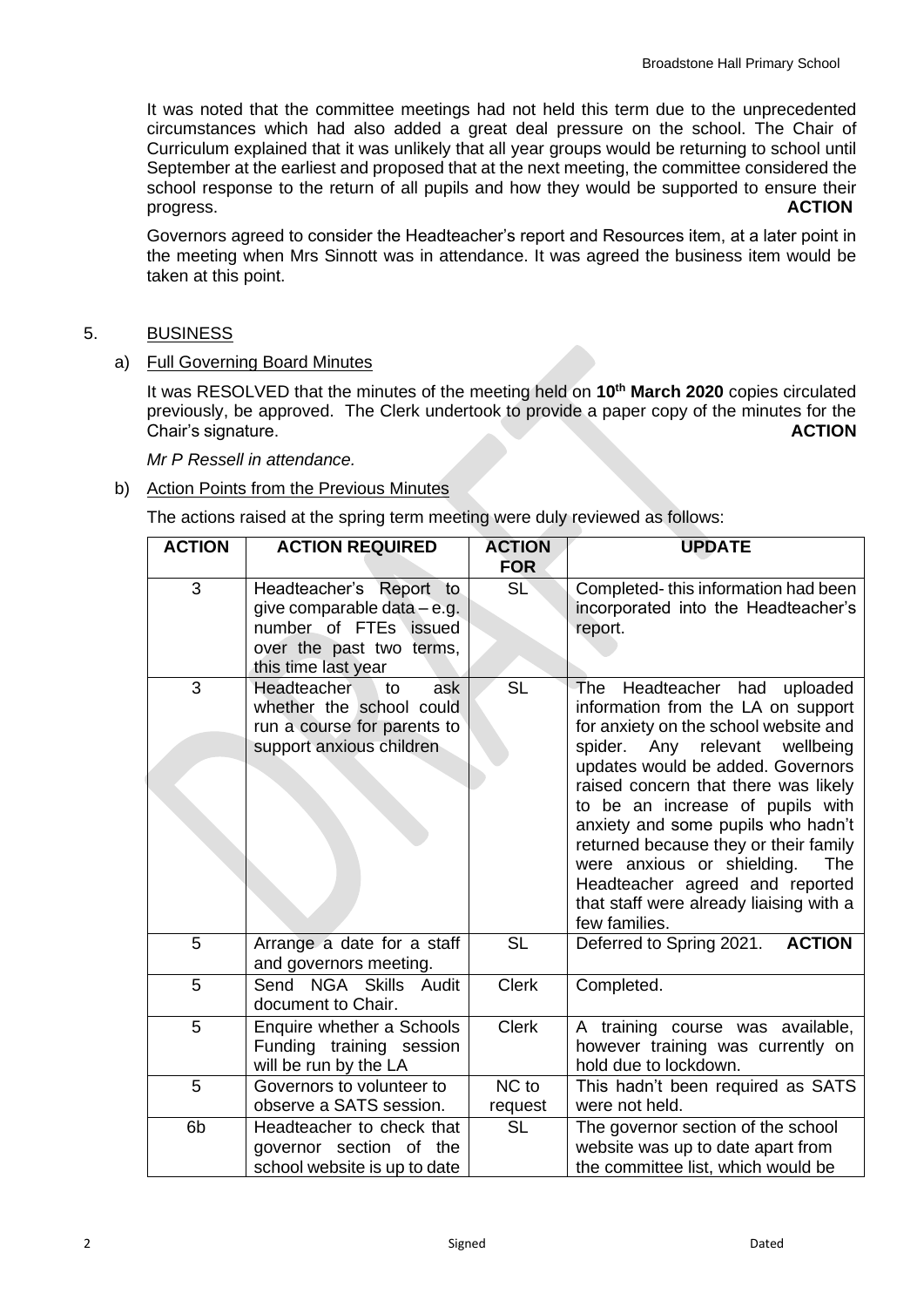It was noted that the committee meetings had not held this term due to the unprecedented circumstances which had also added a great deal pressure on the school. The Chair of Curriculum explained that it was unlikely that all year groups would be returning to school until September at the earliest and proposed that at the next meeting, the committee considered the school response to the return of all pupils and how they would be supported to ensure their progress. **ACTION**

Governors agreed to consider the Headteacher's report and Resources item, at a later point in the meeting when Mrs Sinnott was in attendance. It was agreed the business item would be taken at this point.

## 5. BUSINESS

### a) Full Governing Board Minutes

It was RESOLVED that the minutes of the meeting held on **10th March 2020** copies circulated previously, be approved. The Clerk undertook to provide a paper copy of the minutes for the Chair's signature. **ACTION**

*Mr P Ressell in attendance.*

### b) Action Points from the Previous Minutes

The actions raised at the spring term meeting were duly reviewed as follows:

| ACTION | ACTION REQUIRED | ACTION FOR | UPDATE |
|---|---|---|---|
| 3 | Headteacher's Report to give comparable data – e.g. number of FTEs issued over the past two terms, this time last year | SL | Completed- this information had been incorporated into the Headteacher's report. |
| 3 | Headteacher to ask whether the school could run a course for parents to support anxious children | SL | The Headteacher had uploaded information from the LA on support for anxiety on the school website and spider. Any relevant wellbeing updates would be added. Governors raised concern that there was likely to be an increase of pupils with anxiety and some pupils who hadn't returned because they or their family were anxious or shielding. The Headteacher agreed and reported that staff were already liaising with a few families. |
| 5 | Arrange a date for a staff and governors meeting. | SL | Deferred to Spring 2021. **ACTION** |
| 5 | Send NGA Skills Audit document to Chair. | Clerk | Completed. |
| 5 | Enquire whether a Schools Funding training session will be run by the LA | Clerk | A training course was available, however training was currently on hold due to lockdown. |
| 5 | Governors to volunteer to observe a SATS session. | NC to request | This hadn't been required as SATS were not held. |
| 6b | Headteacher to check that governor section of the school website is up to date | SL | The governor section of the school website was up to date apart from the committee list, which would be |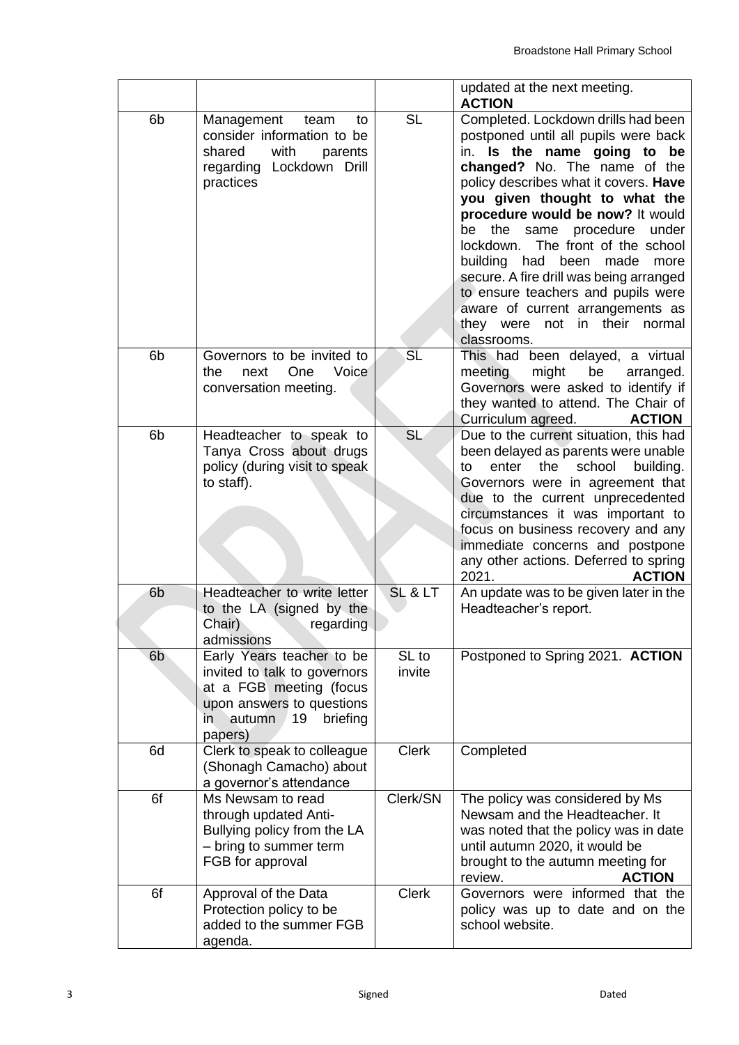| | | | |
|---|---|---|---|
| | | | updated at the next meeting. **ACTION** |
| 6b | Management team to consider information to be shared with parents regarding Lockdown Drill practices | SL | Completed. Lockdown drills had been postponed until all pupils were back in. **Is the name going to be changed?** No. The name of the policy describes what it covers. **Have you given thought to what the procedure would be now?** It would be the same procedure under lockdown. The front of the school building had been made more secure. A fire drill was being arranged to ensure teachers and pupils were aware of current arrangements as they were not in their normal classrooms. |
| 6b | Governors to be invited to the next One Voice conversation meeting. | SL | This had been delayed, a virtual meeting might be arranged. Governors were asked to identify if they wanted to attend. The Chair of Curriculum agreed. **ACTION** |
| 6b | Headteacher to speak to Tanya Cross about drugs policy (during visit to speak to staff). | SL | Due to the current situation, this had been delayed as parents were unable to enter the school building. Governors were in agreement that due to the current unprecedented circumstances it was important to focus on business recovery and any immediate concerns and postpone any other actions. Deferred to spring 2021. **ACTION** |
| 6b | Headteacher to write letter to the LA (signed by the Chair) regarding admissions | SL & LT | An update was to be given later in the Headteacher's report. |
| 6b | Early Years teacher to be invited to talk to governors at a FGB meeting (focus upon answers to questions in autumn 19 briefing papers) | SL to invite | Postponed to Spring 2021. **ACTION** |
| 6d | Clerk to speak to colleague (Shonagh Camacho) about a governor's attendance | Clerk | Completed |
| 6f | Ms Newsam to read through updated Anti-Bullying policy from the LA – bring to summer term FGB for approval | Clerk/SN | The policy was considered by Ms Newsam and the Headteacher. It was noted that the policy was in date until autumn 2020, it would be brought to the autumn meeting for review. **ACTION** |
| 6f | Approval of the Data Protection policy to be added to the summer FGB agenda. | Clerk | Governors were informed that the policy was up to date and on the school website. |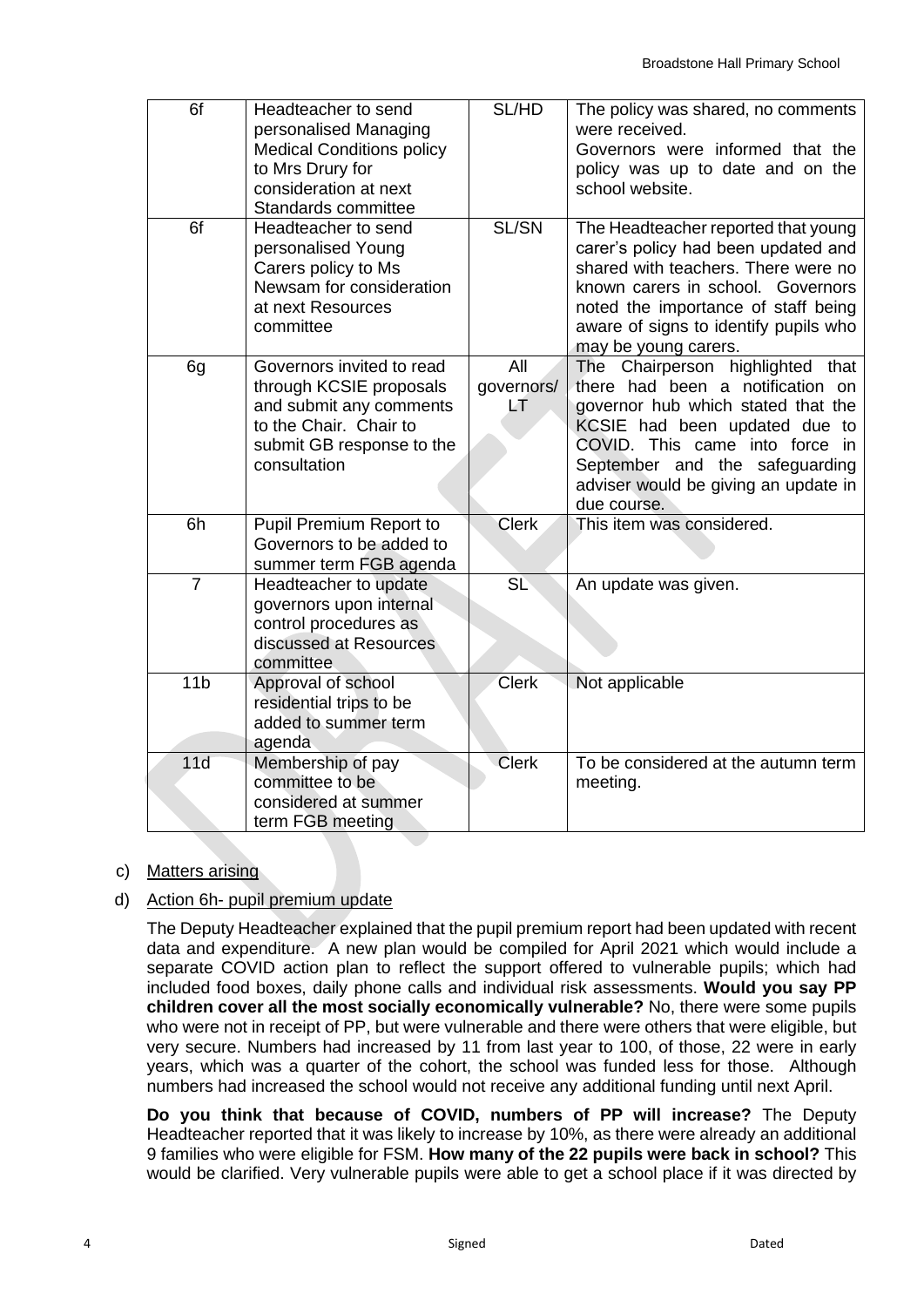| 6f | Headteacher to send personalised Managing Medical Conditions policy to Mrs Drury for consideration at next Standards committee | SL/HD | The policy was shared, no comments were received. Governors were informed that the policy was up to date and on the school website. |
|---|---|---|---|
| 6f | Headteacher to send personalised Young Carers policy to Ms Newsam for consideration at next Resources committee | SL/SN | The Headteacher reported that young carer's policy had been updated and shared with teachers. There were no known carers in school. Governors noted the importance of staff being aware of signs to identify pupils who may be young carers. |
| 6g | Governors invited to read through KCSIE proposals and submit any comments to the Chair. Chair to submit GB response to the consultation | All governors/ LT | The Chairperson highlighted that there had been a notification on governor hub which stated that the KCSIE had been updated due to COVID. This came into force in September and the safeguarding adviser would be giving an update in due course. |
| 6h | Pupil Premium Report to Governors to be added to summer term FGB agenda | Clerk | This item was considered. |
| 7 | Headteacher to update governors upon internal control procedures as discussed at Resources committee | SL | An update was given. |
| 11b | Approval of school residential trips to be added to summer term agenda | Clerk | Not applicable |
| 11d | Membership of pay committee to be considered at summer term FGB meeting | Clerk | To be considered at the autumn term meeting. |

c) Matters arising

d) Action 6h- pupil premium update

The Deputy Headteacher explained that the pupil premium report had been updated with recent data and expenditure. A new plan would be compiled for April 2021 which would include a separate COVID action plan to reflect the support offered to vulnerable pupils; which had included food boxes, daily phone calls and individual risk assessments. **Would you say PP children cover all the most socially economically vulnerable?** No, there were some pupils who were not in receipt of PP, but were vulnerable and there were others that were eligible, but very secure. Numbers had increased by 11 from last year to 100, of those, 22 were in early years, which was a quarter of the cohort, the school was funded less for those. Although numbers had increased the school would not receive any additional funding until next April.

**Do you think that because of COVID, numbers of PP will increase?** The Deputy Headteacher reported that it was likely to increase by 10%, as there were already an additional 9 families who were eligible for FSM. **How many of the 22 pupils were back in school?** This would be clarified. Very vulnerable pupils were able to get a school place if it was directed by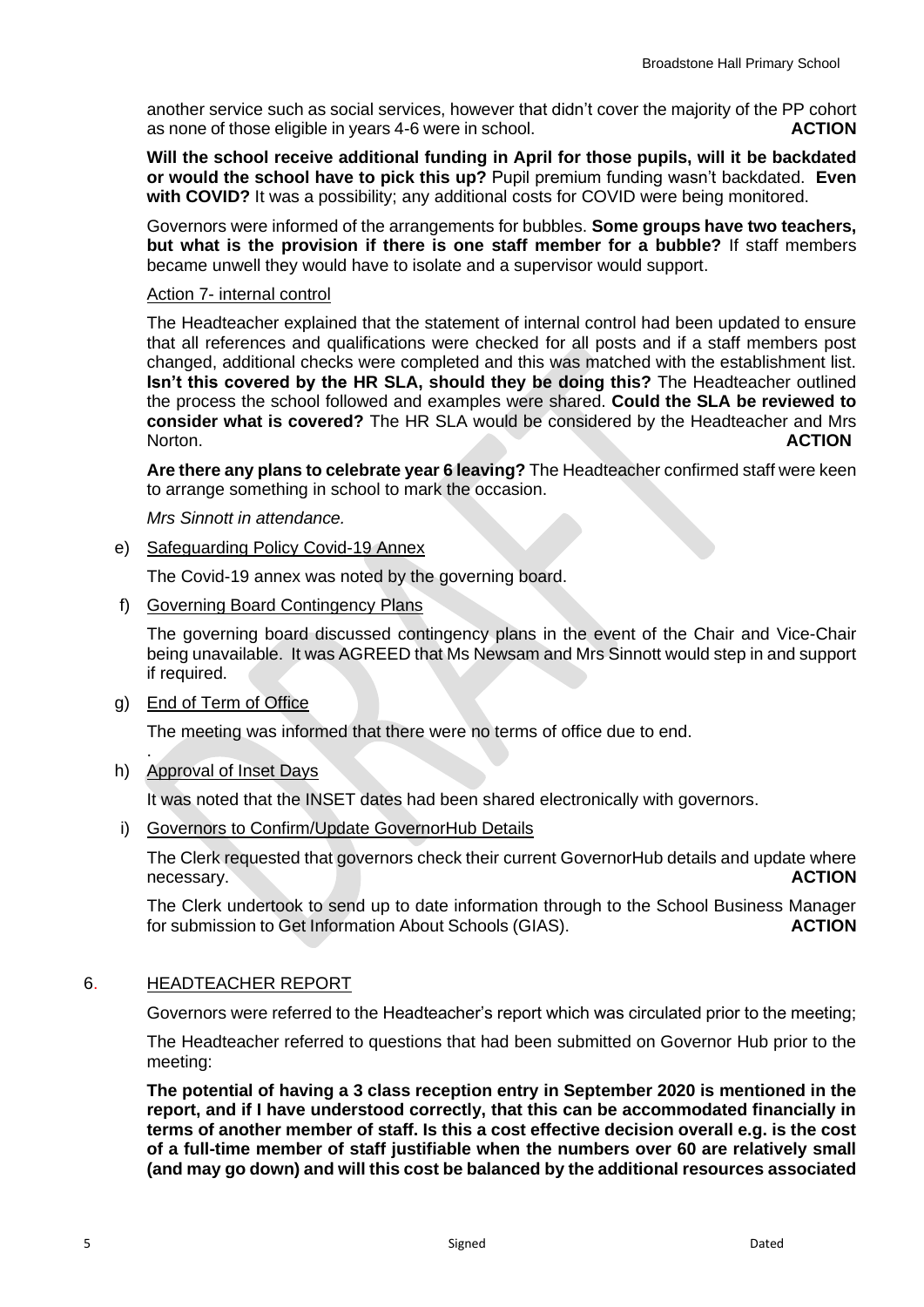another service such as social services, however that didn't cover the majority of the PP cohort as none of those eligible in years 4-6 were in school. **ACTION**

**Will the school receive additional funding in April for those pupils, will it be backdated or would the school have to pick this up?** Pupil premium funding wasn't backdated. **Even with COVID?** It was a possibility; any additional costs for COVID were being monitored.

Governors were informed of the arrangements for bubbles. **Some groups have two teachers, but what is the provision if there is one staff member for a bubble?** If staff members became unwell they would have to isolate and a supervisor would support.

Action 7- internal control

The Headteacher explained that the statement of internal control had been updated to ensure that all references and qualifications were checked for all posts and if a staff members post changed, additional checks were completed and this was matched with the establishment list. **Isn't this covered by the HR SLA, should they be doing this?** The Headteacher outlined the process the school followed and examples were shared. **Could the SLA be reviewed to consider what is covered?** The HR SLA would be considered by the Headteacher and Mrs Norton. **ACTION**

**Are there any plans to celebrate year 6 leaving?** The Headteacher confirmed staff were keen to arrange something in school to mark the occasion.

*Mrs Sinnott in attendance.*

e) Safeguarding Policy Covid-19 Annex

The Covid-19 annex was noted by the governing board.

f) Governing Board Contingency Plans

The governing board discussed contingency plans in the event of the Chair and Vice-Chair being unavailable. It was AGREED that Ms Newsam and Mrs Sinnott would step in and support if required.

g) End of Term of Office

The meeting was informed that there were no terms of office due to end.

h) Approval of Inset Days

It was noted that the INSET dates had been shared electronically with governors.

i) Governors to Confirm/Update GovernorHub Details

The Clerk requested that governors check their current GovernorHub details and update where necessary. **ACTION**

The Clerk undertook to send up to date information through to the School Business Manager for submission to Get Information About Schools (GIAS). **ACTION**

## 6. HEADTEACHER REPORT

Governors were referred to the Headteacher's report which was circulated prior to the meeting;

The Headteacher referred to questions that had been submitted on Governor Hub prior to the meeting:

**The potential of having a 3 class reception entry in September 2020 is mentioned in the report, and if I have understood correctly, that this can be accommodated financially in terms of another member of staff. Is this a cost effective decision overall e.g. is the cost of a full-time member of staff justifiable when the numbers over 60 are relatively small (and may go down) and will this cost be balanced by the additional resources associated**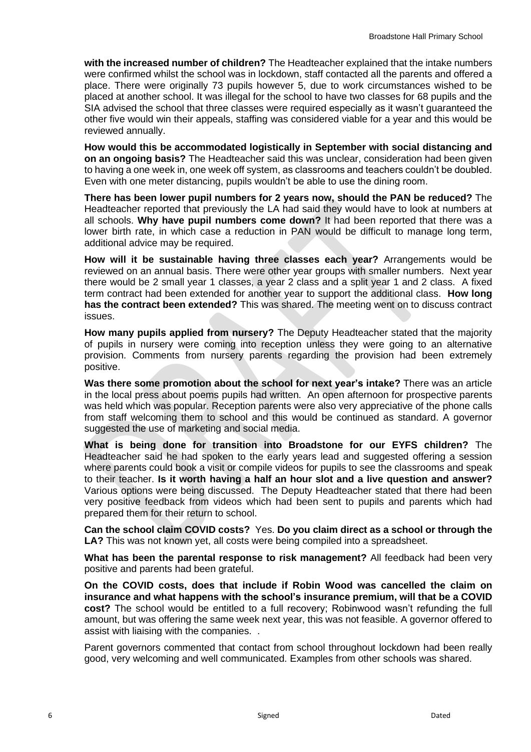**with the increased number of children?** The Headteacher explained that the intake numbers were confirmed whilst the school was in lockdown, staff contacted all the parents and offered a place. There were originally 73 pupils however 5, due to work circumstances wished to be placed at another school. It was illegal for the school to have two classes for 68 pupils and the SIA advised the school that three classes were required especially as it wasn't guaranteed the other five would win their appeals, staffing was considered viable for a year and this would be reviewed annually.

**How would this be accommodated logistically in September with social distancing and on an ongoing basis?** The Headteacher said this was unclear, consideration had been given to having a one week in, one week off system, as classrooms and teachers couldn't be doubled. Even with one meter distancing, pupils wouldn't be able to use the dining room.

**There has been lower pupil numbers for 2 years now, should the PAN be reduced?** The Headteacher reported that previously the LA had said they would have to look at numbers at all schools. **Why have pupil numbers come down?** It had been reported that there was a lower birth rate, in which case a reduction in PAN would be difficult to manage long term, additional advice may be required.

**How will it be sustainable having three classes each year?** Arrangements would be reviewed on an annual basis. There were other year groups with smaller numbers. Next year there would be 2 small year 1 classes, a year 2 class and a split year 1 and 2 class. A fixed term contract had been extended for another year to support the additional class. **How long has the contract been extended?** This was shared. The meeting went on to discuss contract issues.

**How many pupils applied from nursery?** The Deputy Headteacher stated that the majority of pupils in nursery were coming into reception unless they were going to an alternative provision. Comments from nursery parents regarding the provision had been extremely positive.

**Was there some promotion about the school for next year's intake?** There was an article in the local press about poems pupils had written. An open afternoon for prospective parents was held which was popular. Reception parents were also very appreciative of the phone calls from staff welcoming them to school and this would be continued as standard. A governor suggested the use of marketing and social media.

**What is being done for transition into Broadstone for our EYFS children?** The Headteacher said he had spoken to the early years lead and suggested offering a session where parents could book a visit or compile videos for pupils to see the classrooms and speak to their teacher. **Is it worth having a half an hour slot and a live question and answer?** Various options were being discussed. The Deputy Headteacher stated that there had been very positive feedback from videos which had been sent to pupils and parents which had prepared them for their return to school.

**Can the school claim COVID costs?** Yes. **Do you claim direct as a school or through the LA?** This was not known yet, all costs were being compiled into a spreadsheet.

**What has been the parental response to risk management?** All feedback had been very positive and parents had been grateful.

**On the COVID costs, does that include if Robin Wood was cancelled the claim on insurance and what happens with the school's insurance premium, will that be a COVID cost?** The school would be entitled to a full recovery; Robinwood wasn't refunding the full amount, but was offering the same week next year, this was not feasible. A governor offered to assist with liaising with the companies. .

Parent governors commented that contact from school throughout lockdown had been really good, very welcoming and well communicated. Examples from other schools was shared.

Signed Dated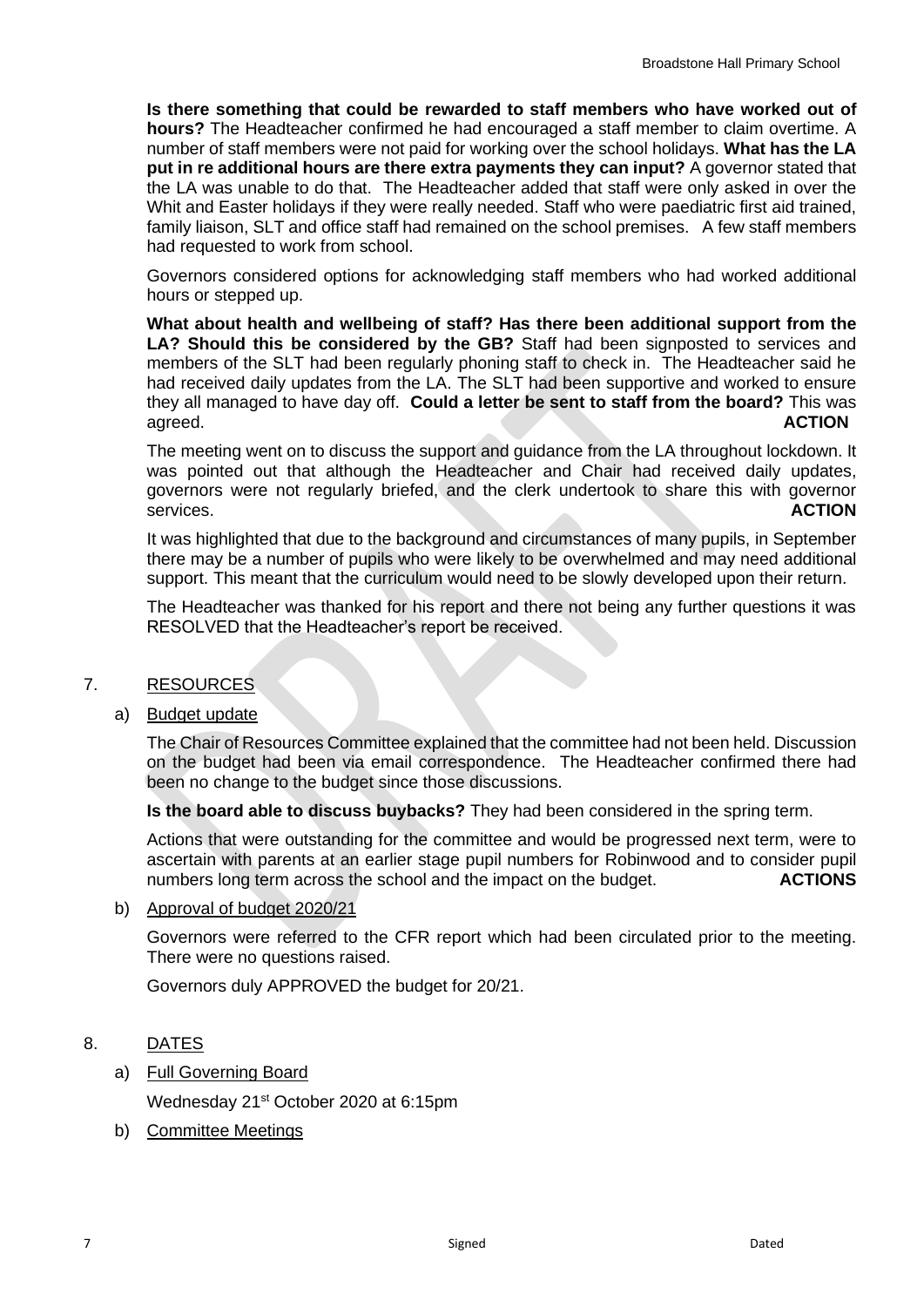**Is there something that could be rewarded to staff members who have worked out of hours?** The Headteacher confirmed he had encouraged a staff member to claim overtime. A number of staff members were not paid for working over the school holidays. **What has the LA put in re additional hours are there extra payments they can input?** A governor stated that the LA was unable to do that. The Headteacher added that staff were only asked in over the Whit and Easter holidays if they were really needed. Staff who were paediatric first aid trained, family liaison, SLT and office staff had remained on the school premises. A few staff members had requested to work from school.

Governors considered options for acknowledging staff members who had worked additional hours or stepped up.

**What about health and wellbeing of staff? Has there been additional support from the LA? Should this be considered by the GB?** Staff had been signposted to services and members of the SLT had been regularly phoning staff to check in. The Headteacher said he had received daily updates from the LA. The SLT had been supportive and worked to ensure they all managed to have day off. **Could a letter be sent to staff from the board?** This was agreed. **ACTION**

The meeting went on to discuss the support and guidance from the LA throughout lockdown. It was pointed out that although the Headteacher and Chair had received daily updates, governors were not regularly briefed, and the clerk undertook to share this with governor services. **ACTION**

It was highlighted that due to the background and circumstances of many pupils, in September there may be a number of pupils who were likely to be overwhelmed and may need additional support. This meant that the curriculum would need to be slowly developed upon their return.

The Headteacher was thanked for his report and there not being any further questions it was RESOLVED that the Headteacher's report be received.

## 7. RESOURCES

### a) Budget update

The Chair of Resources Committee explained that the committee had not been held. Discussion on the budget had been via email correspondence. The Headteacher confirmed there had been no change to the budget since those discussions.

**Is the board able to discuss buybacks?** They had been considered in the spring term.

Actions that were outstanding for the committee and would be progressed next term, were to ascertain with parents at an earlier stage pupil numbers for Robinwood and to consider pupil numbers long term across the school and the impact on the budget. **ACTIONS**

### b) Approval of budget 2020/21

Governors were referred to the CFR report which had been circulated prior to the meeting. There were no questions raised.

Governors duly APPROVED the budget for 20/21.

## 8. DATES

### a) Full Governing Board

Wednesday 21st October 2020 at 6:15pm

### b) Committee Meetings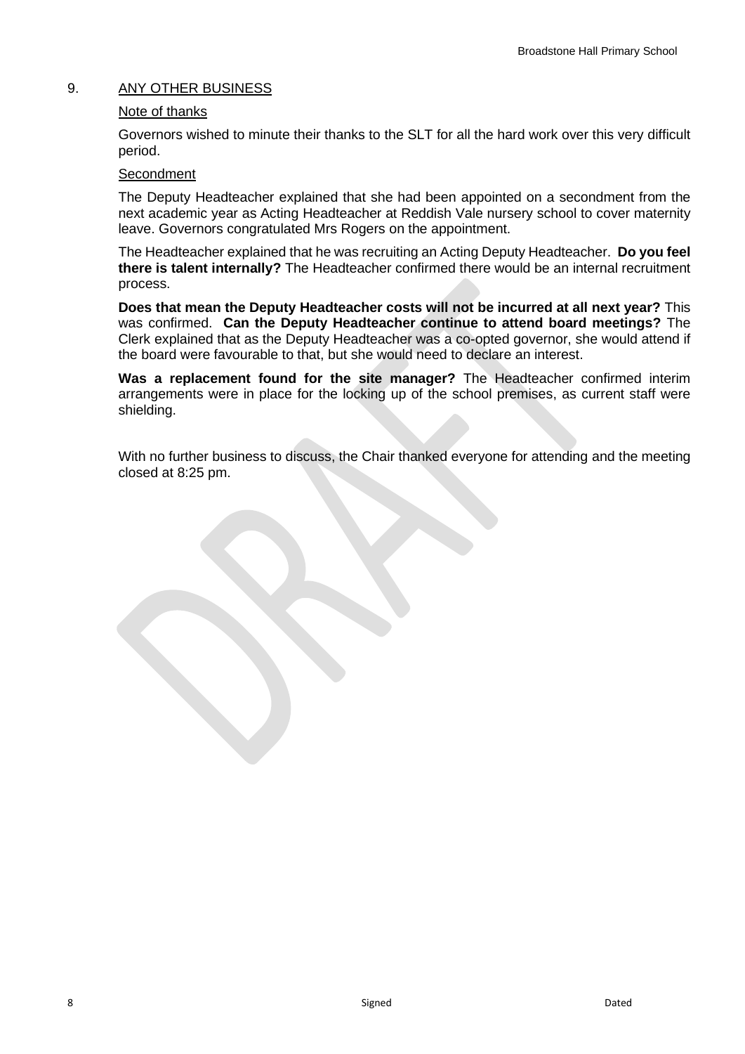## 9. ANY OTHER BUSINESS

Note of thanks

Governors wished to minute their thanks to the SLT for all the hard work over this very difficult period.

Secondment

The Deputy Headteacher explained that she had been appointed on a secondment from the next academic year as Acting Headteacher at Reddish Vale nursery school to cover maternity leave. Governors congratulated Mrs Rogers on the appointment.

The Headteacher explained that he was recruiting an Acting Deputy Headteacher. **Do you feel there is talent internally?** The Headteacher confirmed there would be an internal recruitment process.

**Does that mean the Deputy Headteacher costs will not be incurred at all next year?** This was confirmed. **Can the Deputy Headteacher continue to attend board meetings?** The Clerk explained that as the Deputy Headteacher was a co-opted governor, she would attend if the board were favourable to that, but she would need to declare an interest.

**Was a replacement found for the site manager?** The Headteacher confirmed interim arrangements were in place for the locking up of the school premises, as current staff were shielding.

With no further business to discuss, the Chair thanked everyone for attending and the meeting closed at 8:25 pm.

Signed Dated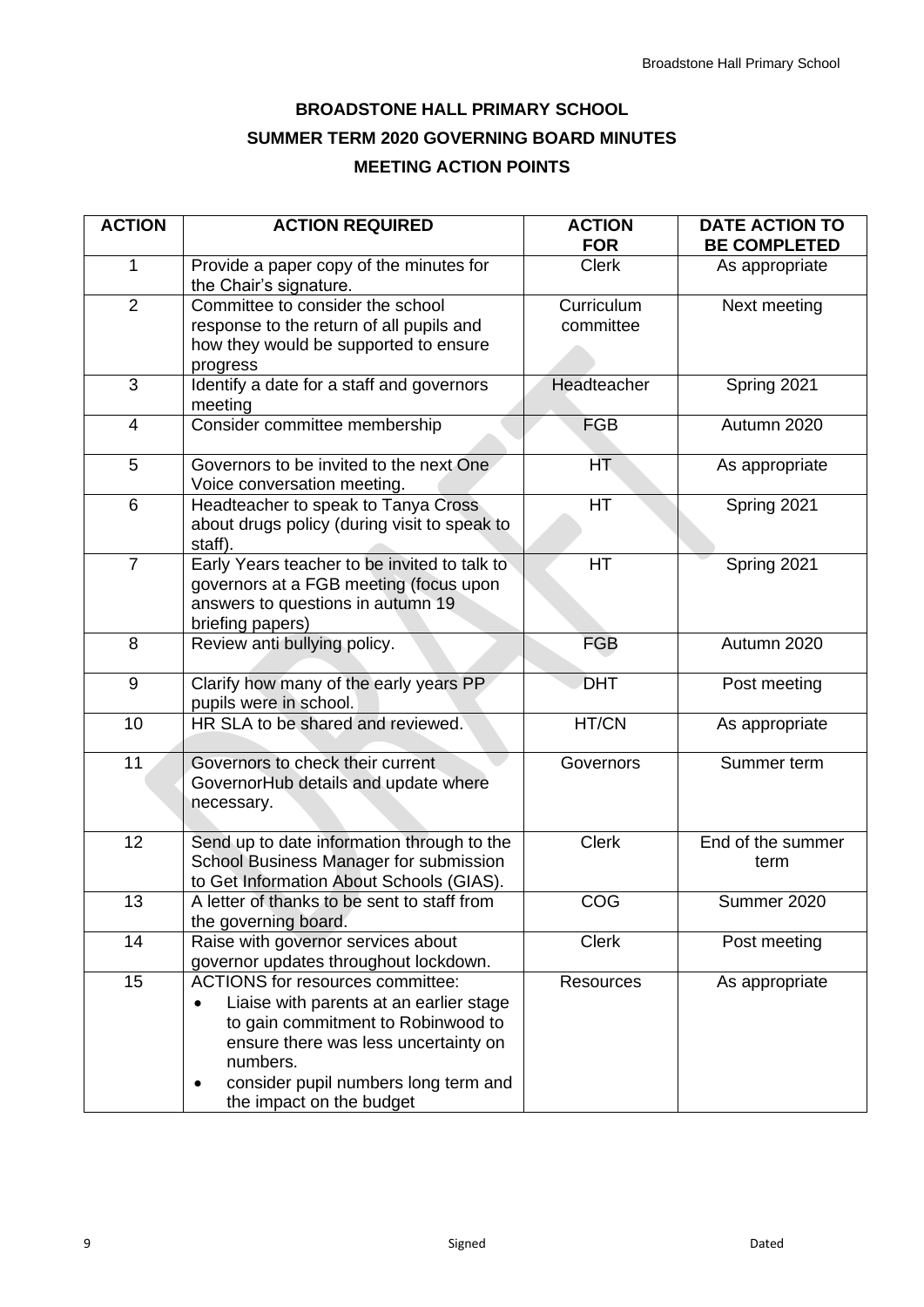**BROADSTONE HALL PRIMARY SCHOOL**

**SUMMER TERM 2020 GOVERNING BOARD MINUTES**

**MEETING ACTION POINTS**

| ACTION | ACTION REQUIRED | ACTION FOR | DATE ACTION TO BE COMPLETED |
|---|---|---|---|
| 1 | Provide a paper copy of the minutes for the Chair's signature. | Clerk | As appropriate |
| 2 | Committee to consider the school response to the return of all pupils and how they would be supported to ensure progress | Curriculum committee | Next meeting |
| 3 | Identify a date for a staff and governors meeting | Headteacher | Spring 2021 |
| 4 | Consider committee membership | FGB | Autumn 2020 |
| 5 | Governors to be invited to the next One Voice conversation meeting. | HT | As appropriate |
| 6 | Headteacher to speak to Tanya Cross about drugs policy (during visit to speak to staff). | HT | Spring 2021 |
| 7 | Early Years teacher to be invited to talk to governors at a FGB meeting (focus upon answers to questions in autumn 19 briefing papers) | HT | Spring 2021 |
| 8 | Review anti bullying policy. | FGB | Autumn 2020 |
| 9 | Clarify how many of the early years PP pupils were in school. | DHT | Post meeting |
| 10 | HR SLA to be shared and reviewed. | HT/CN | As appropriate |
| 11 | Governors to check their current GovernorHub details and update where necessary. | Governors | Summer term |
| 12 | Send up to date information through to the School Business Manager for submission to Get Information About Schools (GIAS). | Clerk | End of the summer term |
| 13 | A letter of thanks to be sent to staff from the governing board. | COG | Summer 2020 |
| 14 | Raise with governor services about governor updates throughout lockdown. | Clerk | Post meeting |
| 15 | ACTIONS for resources committee:<br>• Liaise with parents at an earlier stage to gain commitment to Robinwood to ensure there was less uncertainty on numbers.<br>• consider pupil numbers long term and the impact on the budget | Resources | As appropriate |

Signed Dated